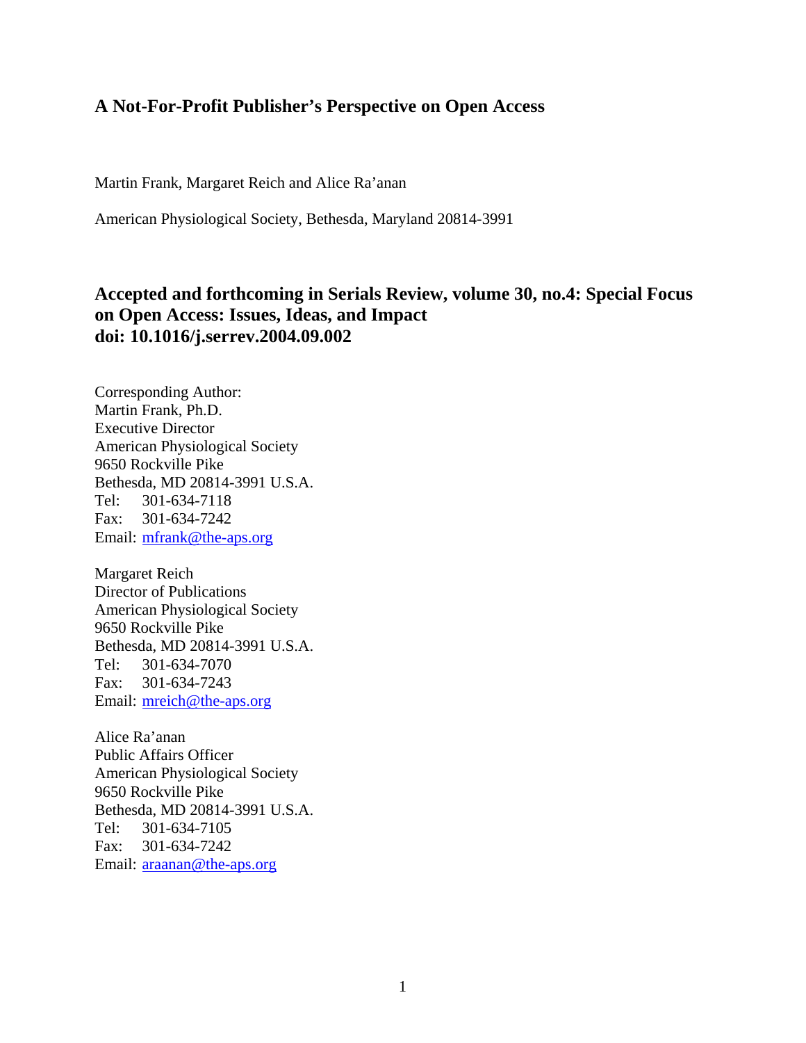# A Not-For-Profit Publisher's Perspective on Open Access

Martin Frank, Margaret Reich and Alice Ra'anan

American Physiological Society, Bethesda, Maryland 20814-3991

## Accepted and forthcoming in Serials Review, volume 30, no.4: Special Focus on Open Access: Issues, Ideas, and Impact
## doi: 10.1016/j.serrev.2004.09.002

Corresponding Author:
Martin Frank, Ph.D.
Executive Director
American Physiological Society
9650 Rockville Pike
Bethesda, MD 20814-3991 U.S.A.
Tel: 301-634-7118
Fax: 301-634-7242
Email: mfrank@the-aps.org

Margaret Reich
Director of Publications
American Physiological Society
9650 Rockville Pike
Bethesda, MD 20814-3991 U.S.A.
Tel: 301-634-7070
Fax: 301-634-7243
Email: mreich@the-aps.org

Alice Ra'anan
Public Affairs Officer
American Physiological Society
9650 Rockville Pike
Bethesda, MD 20814-3991 U.S.A.
Tel: 301-634-7105
Fax: 301-634-7242
Email: araanan@the-aps.org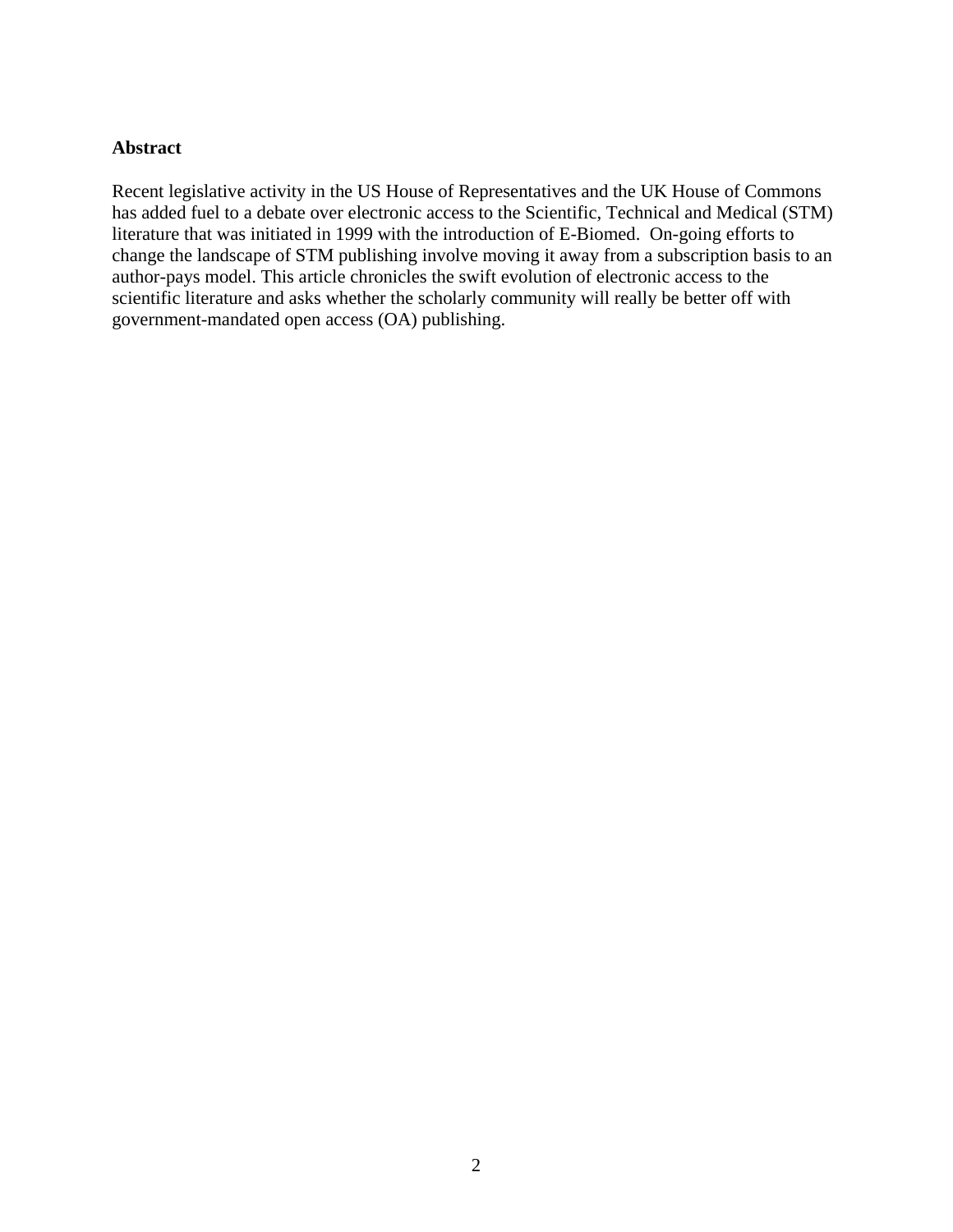**Abstract**

Recent legislative activity in the US House of Representatives and the UK House of Commons has added fuel to a debate over electronic access to the Scientific, Technical and Medical (STM) literature that was initiated in 1999 with the introduction of E-Biomed. On-going efforts to change the landscape of STM publishing involve moving it away from a subscription basis to an author-pays model. This article chronicles the swift evolution of electronic access to the scientific literature and asks whether the scholarly community will really be better off with government-mandated open access (OA) publishing.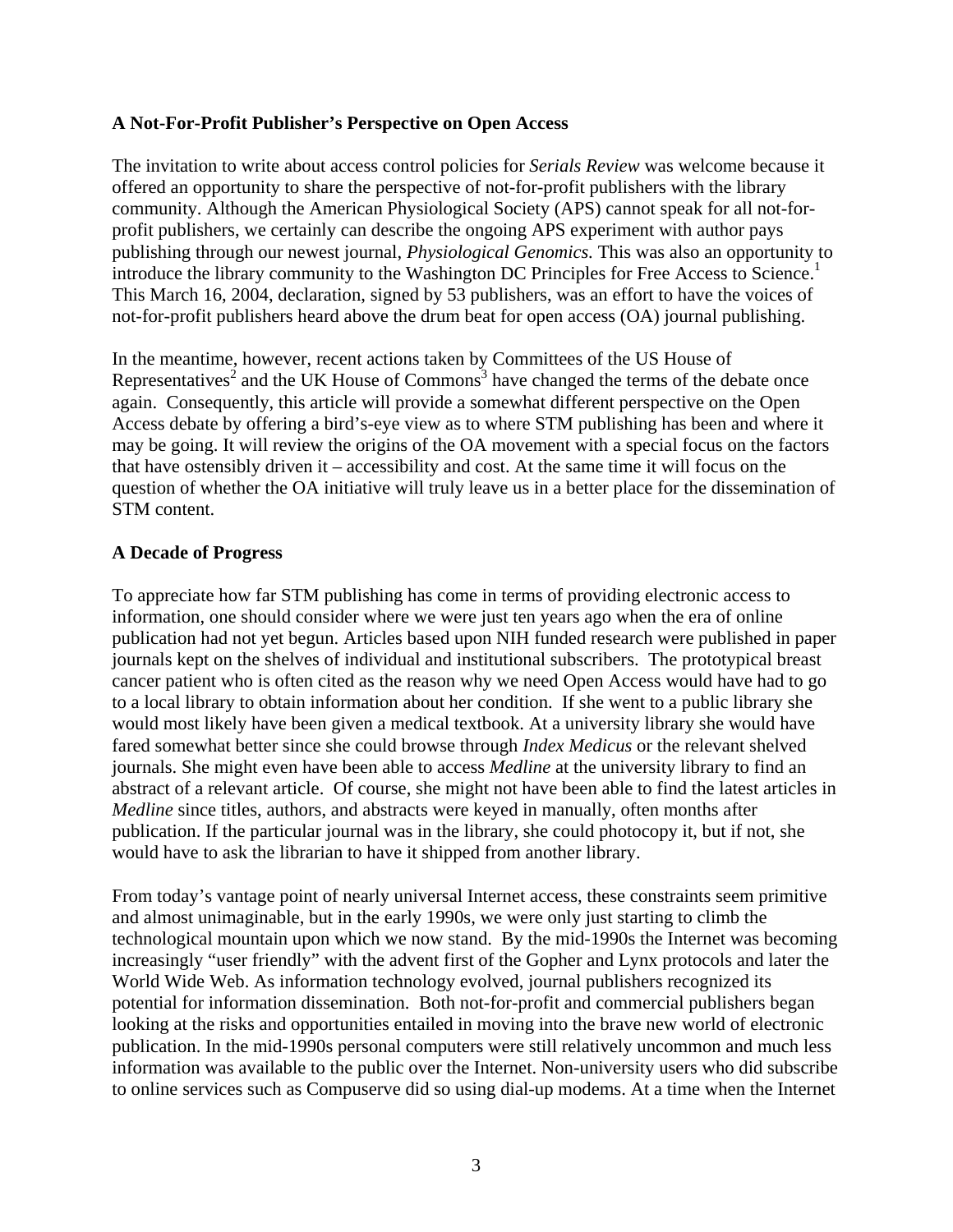**A Not-For-Profit Publisher's Perspective on Open Access**

The invitation to write about access control policies for *Serials Review* was welcome because it offered an opportunity to share the perspective of not-for-profit publishers with the library community. Although the American Physiological Society (APS) cannot speak for all not-for-profit publishers, we certainly can describe the ongoing APS experiment with author pays publishing through our newest journal, *Physiological Genomics.* This was also an opportunity to introduce the library community to the Washington DC Principles for Free Access to Science.[1] This March 16, 2004, declaration, signed by 53 publishers, was an effort to have the voices of not-for-profit publishers heard above the drum beat for open access (OA) journal publishing.

In the meantime, however, recent actions taken by Committees of the US House of Representatives[2] and the UK House of Commons[3] have changed the terms of the debate once again. Consequently, this article will provide a somewhat different perspective on the Open Access debate by offering a bird's-eye view as to where STM publishing has been and where it may be going. It will review the origins of the OA movement with a special focus on the factors that have ostensibly driven it – accessibility and cost. At the same time it will focus on the question of whether the OA initiative will truly leave us in a better place for the dissemination of STM content.

**A Decade of Progress**

To appreciate how far STM publishing has come in terms of providing electronic access to information, one should consider where we were just ten years ago when the era of online publication had not yet begun. Articles based upon NIH funded research were published in paper journals kept on the shelves of individual and institutional subscribers. The prototypical breast cancer patient who is often cited as the reason why we need Open Access would have had to go to a local library to obtain information about her condition. If she went to a public library she would most likely have been given a medical textbook. At a university library she would have fared somewhat better since she could browse through *Index Medicus* or the relevant shelved journals. She might even have been able to access *Medline* at the university library to find an abstract of a relevant article. Of course, she might not have been able to find the latest articles in *Medline* since titles, authors, and abstracts were keyed in manually, often months after publication. If the particular journal was in the library, she could photocopy it, but if not, she would have to ask the librarian to have it shipped from another library.

From today's vantage point of nearly universal Internet access, these constraints seem primitive and almost unimaginable, but in the early 1990s, we were only just starting to climb the technological mountain upon which we now stand. By the mid-1990s the Internet was becoming increasingly "user friendly" with the advent first of the Gopher and Lynx protocols and later the World Wide Web. As information technology evolved, journal publishers recognized its potential for information dissemination. Both not-for-profit and commercial publishers began looking at the risks and opportunities entailed in moving into the brave new world of electronic publication. In the mid-1990s personal computers were still relatively uncommon and much less information was available to the public over the Internet. Non-university users who did subscribe to online services such as Compuserve did so using dial-up modems. At a time when the Internet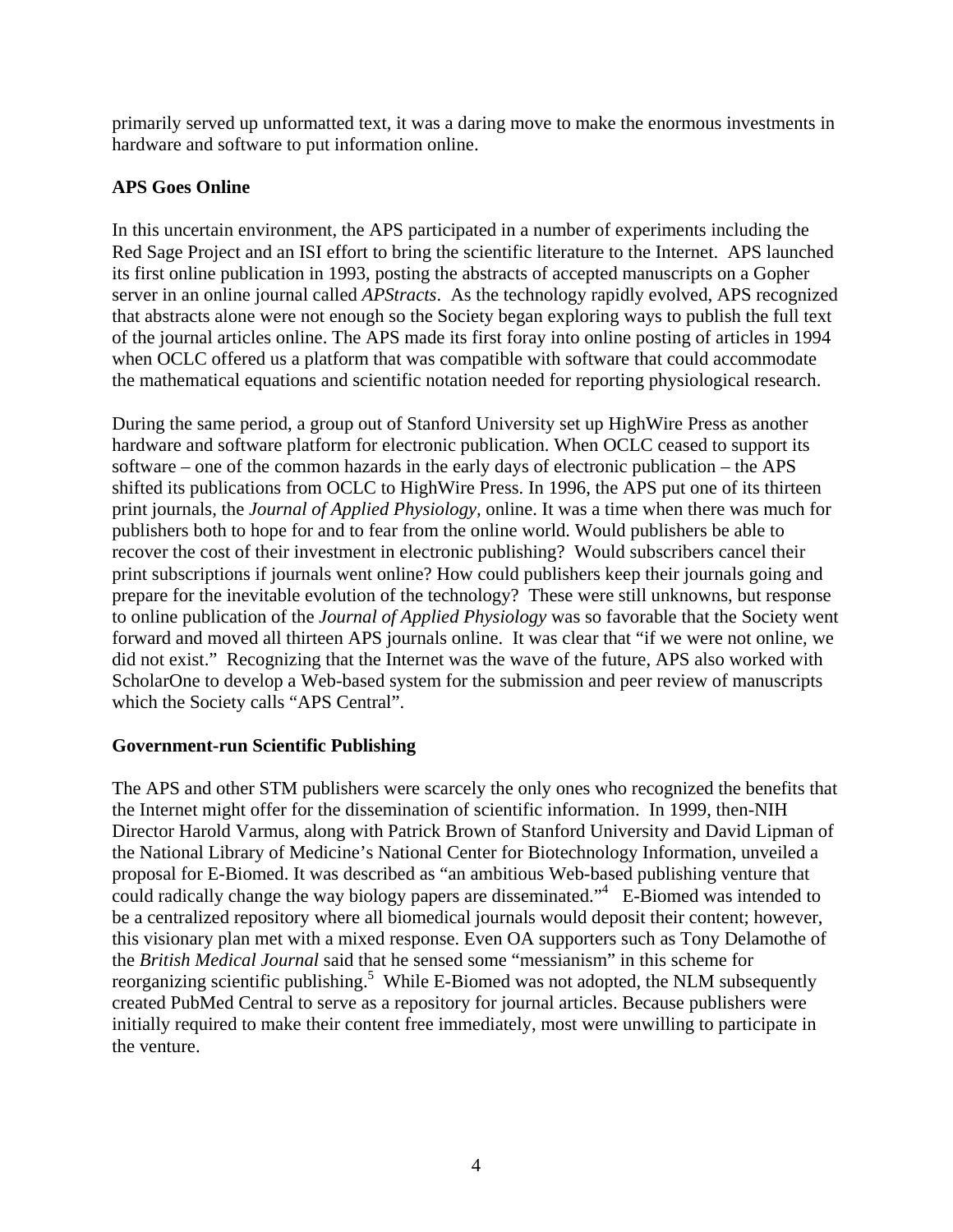primarily served up unformatted text, it was a daring move to make the enormous investments in hardware and software to put information online.

**APS Goes Online**

In this uncertain environment, the APS participated in a number of experiments including the Red Sage Project and an ISI effort to bring the scientific literature to the Internet. APS launched its first online publication in 1993, posting the abstracts of accepted manuscripts on a Gopher server in an online journal called *APStracts*. As the technology rapidly evolved, APS recognized that abstracts alone were not enough so the Society began exploring ways to publish the full text of the journal articles online. The APS made its first foray into online posting of articles in 1994 when OCLC offered us a platform that was compatible with software that could accommodate the mathematical equations and scientific notation needed for reporting physiological research.

During the same period, a group out of Stanford University set up HighWire Press as another hardware and software platform for electronic publication. When OCLC ceased to support its software – one of the common hazards in the early days of electronic publication – the APS shifted its publications from OCLC to HighWire Press. In 1996, the APS put one of its thirteen print journals, the *Journal of Applied Physiology*, online. It was a time when there was much for publishers both to hope for and to fear from the online world. Would publishers be able to recover the cost of their investment in electronic publishing? Would subscribers cancel their print subscriptions if journals went online? How could publishers keep their journals going and prepare for the inevitable evolution of the technology? These were still unknowns, but response to online publication of the *Journal of Applied Physiology* was so favorable that the Society went forward and moved all thirteen APS journals online. It was clear that "if we were not online, we did not exist." Recognizing that the Internet was the wave of the future, APS also worked with ScholarOne to develop a Web-based system for the submission and peer review of manuscripts which the Society calls "APS Central".

**Government-run Scientific Publishing**

The APS and other STM publishers were scarcely the only ones who recognized the benefits that the Internet might offer for the dissemination of scientific information. In 1999, then-NIH Director Harold Varmus, along with Patrick Brown of Stanford University and David Lipman of the National Library of Medicine's National Center for Biotechnology Information, unveiled a proposal for E-Biomed. It was described as "an ambitious Web-based publishing venture that could radically change the way biology papers are disseminated."[4] E-Biomed was intended to be a centralized repository where all biomedical journals would deposit their content; however, this visionary plan met with a mixed response. Even OA supporters such as Tony Delamothe of the *British Medical Journal* said that he sensed some "messianism" in this scheme for reorganizing scientific publishing.[5] While E-Biomed was not adopted, the NLM subsequently created PubMed Central to serve as a repository for journal articles. Because publishers were initially required to make their content free immediately, most were unwilling to participate in the venture.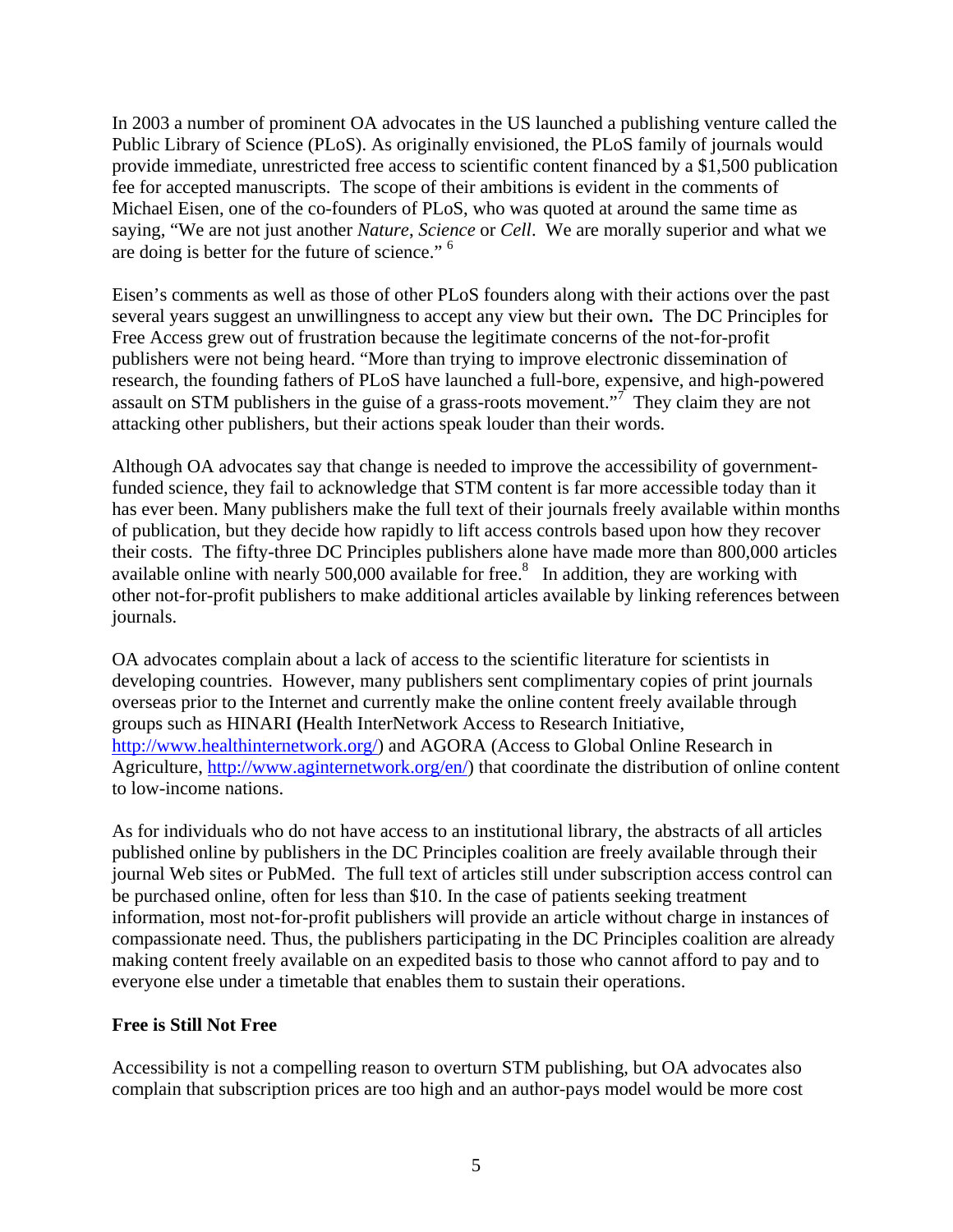In 2003 a number of prominent OA advocates in the US launched a publishing venture called the Public Library of Science (PLoS). As originally envisioned, the PLoS family of journals would provide immediate, unrestricted free access to scientific content financed by a $1,500 publication fee for accepted manuscripts. The scope of their ambitions is evident in the comments of Michael Eisen, one of the co-founders of PLoS, who was quoted at around the same time as saying, "We are not just another *Nature*, *Science* or *Cell*. We are morally superior and what we are doing is better for the future of science." [6]

Eisen's comments as well as those of other PLoS founders along with their actions over the past several years suggest an unwillingness to accept any view but their own**.** The DC Principles for Free Access grew out of frustration because the legitimate concerns of the not-for-profit publishers were not being heard. "More than trying to improve electronic dissemination of research, the founding fathers of PLoS have launched a full-bore, expensive, and high-powered assault on STM publishers in the guise of a grass-roots movement." [7] They claim they are not attacking other publishers, but their actions speak louder than their words.

Although OA advocates say that change is needed to improve the accessibility of government-funded science, they fail to acknowledge that STM content is far more accessible today than it has ever been. Many publishers make the full text of their journals freely available within months of publication, but they decide how rapidly to lift access controls based upon how they recover their costs. The fifty-three DC Principles publishers alone have made more than 800,000 articles available online with nearly 500,000 available for free.[8] In addition, they are working with other not-for-profit publishers to make additional articles available by linking references between journals.

OA advocates complain about a lack of access to the scientific literature for scientists in developing countries. However, many publishers sent complimentary copies of print journals overseas prior to the Internet and currently make the online content freely available through groups such as HINARI (Health InterNetwork Access to Research Initiative, http://www.healthinternetwork.org/) and AGORA (Access to Global Online Research in Agriculture, http://www.aginternetwork.org/en/) that coordinate the distribution of online content to low-income nations.

As for individuals who do not have access to an institutional library, the abstracts of all articles published online by publishers in the DC Principles coalition are freely available through their journal Web sites or PubMed. The full text of articles still under subscription access control can be purchased online, often for less than $10. In the case of patients seeking treatment information, most not-for-profit publishers will provide an article without charge in instances of compassionate need. Thus, the publishers participating in the DC Principles coalition are already making content freely available on an expedited basis to those who cannot afford to pay and to everyone else under a timetable that enables them to sustain their operations.

**Free is Still Not Free**

Accessibility is not a compelling reason to overturn STM publishing, but OA advocates also complain that subscription prices are too high and an author-pays model would be more cost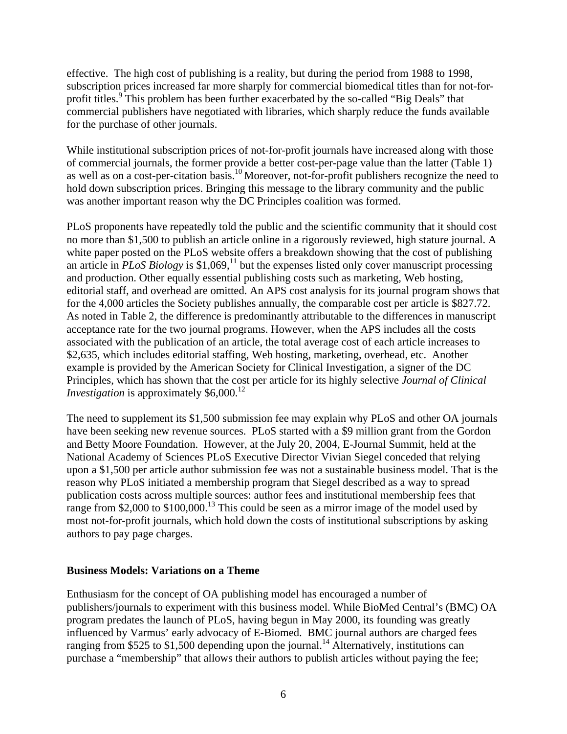effective. The high cost of publishing is a reality, but during the period from 1988 to 1998, subscription prices increased far more sharply for commercial biomedical titles than for not-for-profit titles.[9] This problem has been further exacerbated by the so-called "Big Deals" that commercial publishers have negotiated with libraries, which sharply reduce the funds available for the purchase of other journals.

While institutional subscription prices of not-for-profit journals have increased along with those of commercial journals, the former provide a better cost-per-page value than the latter (Table 1) as well as on a cost-per-citation basis.[10] Moreover, not-for-profit publishers recognize the need to hold down subscription prices. Bringing this message to the library community and the public was another important reason why the DC Principles coalition was formed.

PLoS proponents have repeatedly told the public and the scientific community that it should cost no more than $1,500 to publish an article online in a rigorously reviewed, high stature journal. A white paper posted on the PLoS website offers a breakdown showing that the cost of publishing an article in *PLoS Biology* is $1,069,[11] but the expenses listed only cover manuscript processing and production. Other equally essential publishing costs such as marketing, Web hosting, editorial staff, and overhead are omitted. An APS cost analysis for its journal program shows that for the 4,000 articles the Society publishes annually, the comparable cost per article is $827.72. As noted in Table 2, the difference is predominantly attributable to the differences in manuscript acceptance rate for the two journal programs. However, when the APS includes all the costs associated with the publication of an article, the total average cost of each article increases to $2,635, which includes editorial staffing, Web hosting, marketing, overhead, etc. Another example is provided by the American Society for Clinical Investigation, a signer of the DC Principles, which has shown that the cost per article for its highly selective *Journal of Clinical Investigation* is approximately $6,000.[12]

The need to supplement its $1,500 submission fee may explain why PLoS and other OA journals have been seeking new revenue sources. PLoS started with a $9 million grant from the Gordon and Betty Moore Foundation. However, at the July 20, 2004, E-Journal Summit, held at the National Academy of Sciences PLoS Executive Director Vivian Siegel conceded that relying upon a $1,500 per article author submission fee was not a sustainable business model. That is the reason why PLoS initiated a membership program that Siegel described as a way to spread publication costs across multiple sources: author fees and institutional membership fees that range from $2,000 to $100,000.[13] This could be seen as a mirror image of the model used by most not-for-profit journals, which hold down the costs of institutional subscriptions by asking authors to pay page charges.

## Business Models: Variations on a Theme

Enthusiasm for the concept of OA publishing model has encouraged a number of publishers/journals to experiment with this business model. While BioMed Central's (BMC) OA program predates the launch of PLoS, having begun in May 2000, its founding was greatly influenced by Varmus' early advocacy of E-Biomed. BMC journal authors are charged fees ranging from $525 to $1,500 depending upon the journal.[14] Alternatively, institutions can purchase a "membership" that allows their authors to publish articles without paying the fee;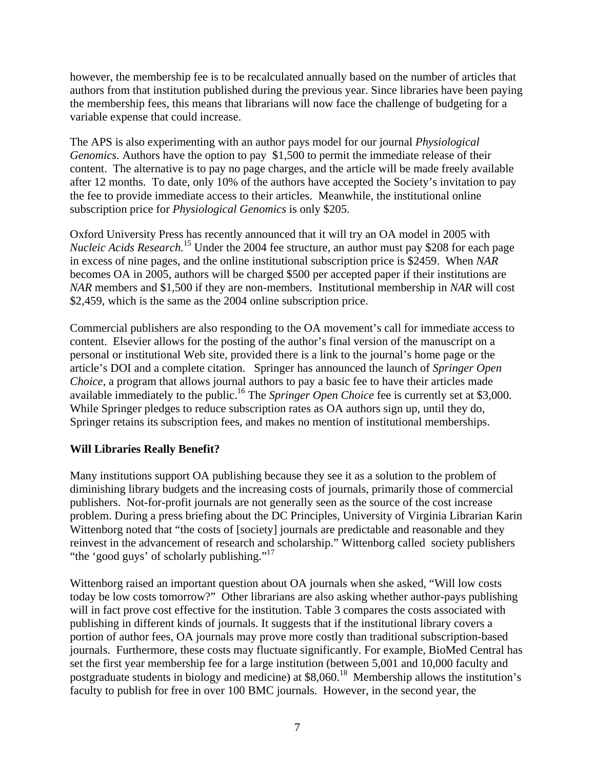however, the membership fee is to be recalculated annually based on the number of articles that authors from that institution published during the previous year. Since libraries have been paying the membership fees, this means that librarians will now face the challenge of budgeting for a variable expense that could increase.

The APS is also experimenting with an author pays model for our journal *Physiological Genomics.* Authors have the option to pay $1,500 to permit the immediate release of their content. The alternative is to pay no page charges, and the article will be made freely available after 12 months. To date, only 10% of the authors have accepted the Society's invitation to pay the fee to provide immediate access to their articles. Meanwhile, the institutional online subscription price for *Physiological Genomics* is only $205.

Oxford University Press has recently announced that it will try an OA model in 2005 with *Nucleic Acids Research.*[15] Under the 2004 fee structure, an author must pay $208 for each page in excess of nine pages, and the online institutional subscription price is $2459. When *NAR* becomes OA in 2005, authors will be charged $500 per accepted paper if their institutions are *NAR* members and $1,500 if they are non-members. Institutional membership in *NAR* will cost $2,459, which is the same as the 2004 online subscription price.

Commercial publishers are also responding to the OA movement's call for immediate access to content. Elsevier allows for the posting of the author's final version of the manuscript on a personal or institutional Web site, provided there is a link to the journal's home page or the article's DOI and a complete citation. Springer has announced the launch of *Springer Open Choice*, a program that allows journal authors to pay a basic fee to have their articles made available immediately to the public.[16] The *Springer Open Choice* fee is currently set at $3,000. While Springer pledges to reduce subscription rates as OA authors sign up, until they do, Springer retains its subscription fees, and makes no mention of institutional memberships.

## Will Libraries Really Benefit?

Many institutions support OA publishing because they see it as a solution to the problem of diminishing library budgets and the increasing costs of journals, primarily those of commercial publishers. Not-for-profit journals are not generally seen as the source of the cost increase problem. During a press briefing about the DC Principles, University of Virginia Librarian Karin Wittenborg noted that "the costs of [society] journals are predictable and reasonable and they reinvest in the advancement of research and scholarship." Wittenborg called society publishers "the 'good guys' of scholarly publishing."[17]

Wittenborg raised an important question about OA journals when she asked, "Will low costs today be low costs tomorrow?" Other librarians are also asking whether author-pays publishing will in fact prove cost effective for the institution. Table 3 compares the costs associated with publishing in different kinds of journals. It suggests that if the institutional library covers a portion of author fees, OA journals may prove more costly than traditional subscription-based journals. Furthermore, these costs may fluctuate significantly. For example, BioMed Central has set the first year membership fee for a large institution (between 5,001 and 10,000 faculty and postgraduate students in biology and medicine) at $8,060.[18] Membership allows the institution's faculty to publish for free in over 100 BMC journals. However, in the second year, the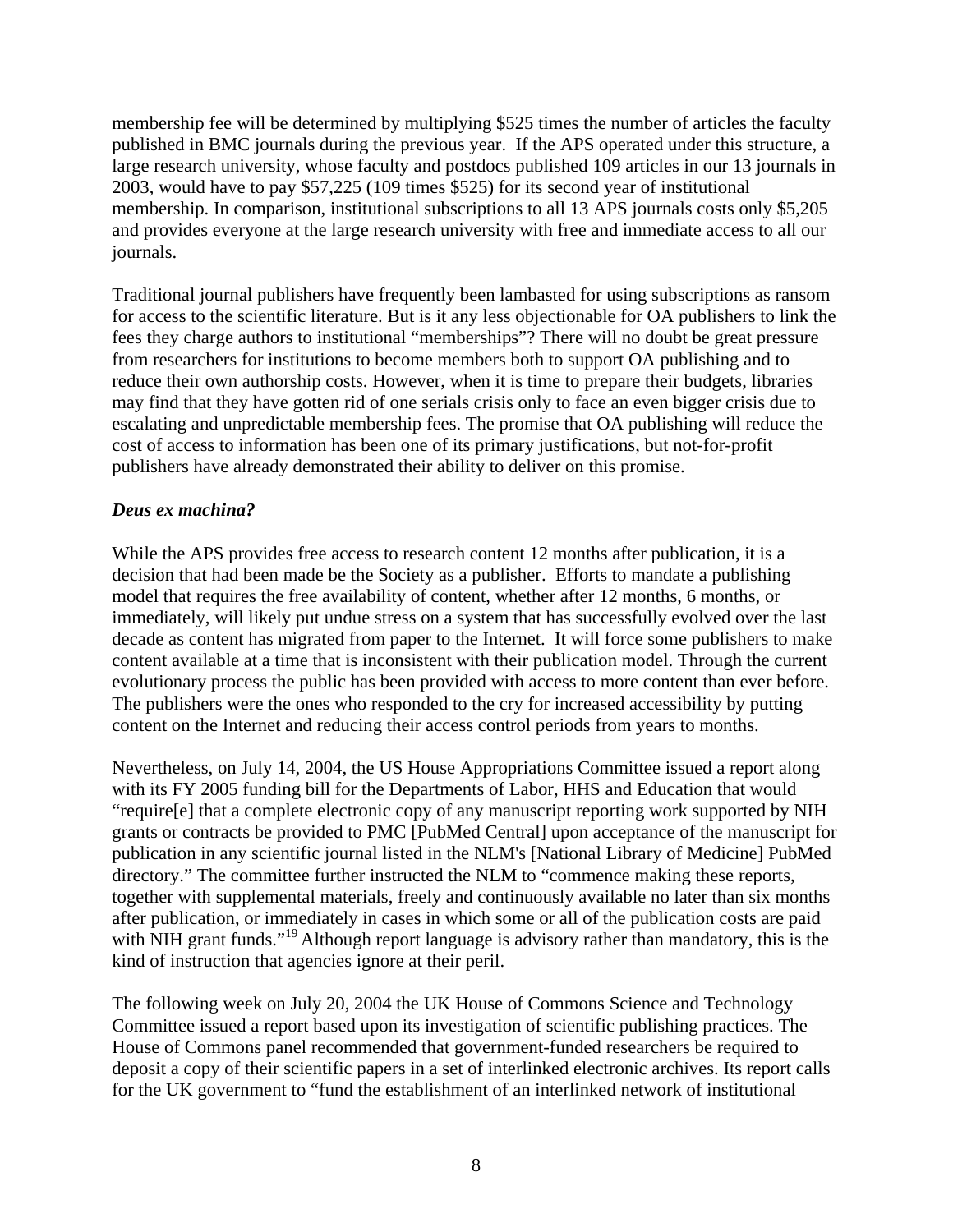membership fee will be determined by multiplying $525 times the number of articles the faculty published in BMC journals during the previous year. If the APS operated under this structure, a large research university, whose faculty and postdocs published 109 articles in our 13 journals in 2003, would have to pay $57,225 (109 times $525) for its second year of institutional membership. In comparison, institutional subscriptions to all 13 APS journals costs only $5,205 and provides everyone at the large research university with free and immediate access to all our journals.

Traditional journal publishers have frequently been lambasted for using subscriptions as ransom for access to the scientific literature. But is it any less objectionable for OA publishers to link the fees they charge authors to institutional "memberships"? There will no doubt be great pressure from researchers for institutions to become members both to support OA publishing and to reduce their own authorship costs. However, when it is time to prepare their budgets, libraries may find that they have gotten rid of one serials crisis only to face an even bigger crisis due to escalating and unpredictable membership fees. The promise that OA publishing will reduce the cost of access to information has been one of its primary justifications, but not-for-profit publishers have already demonstrated their ability to deliver on this promise.

***Deus ex machina?***

While the APS provides free access to research content 12 months after publication, it is a decision that had been made be the Society as a publisher. Efforts to mandate a publishing model that requires the free availability of content, whether after 12 months, 6 months, or immediately, will likely put undue stress on a system that has successfully evolved over the last decade as content has migrated from paper to the Internet. It will force some publishers to make content available at a time that is inconsistent with their publication model. Through the current evolutionary process the public has been provided with access to more content than ever before. The publishers were the ones who responded to the cry for increased accessibility by putting content on the Internet and reducing their access control periods from years to months.

Nevertheless, on July 14, 2004, the US House Appropriations Committee issued a report along with its FY 2005 funding bill for the Departments of Labor, HHS and Education that would "require[e] that a complete electronic copy of any manuscript reporting work supported by NIH grants or contracts be provided to PMC [PubMed Central] upon acceptance of the manuscript for publication in any scientific journal listed in the NLM's [National Library of Medicine] PubMed directory." The committee further instructed the NLM to "commence making these reports, together with supplemental materials, freely and continuously available no later than six months after publication, or immediately in cases in which some or all of the publication costs are paid with NIH grant funds."[19] Although report language is advisory rather than mandatory, this is the kind of instruction that agencies ignore at their peril.

The following week on July 20, 2004 the UK House of Commons Science and Technology Committee issued a report based upon its investigation of scientific publishing practices. The House of Commons panel recommended that government-funded researchers be required to deposit a copy of their scientific papers in a set of interlinked electronic archives. Its report calls for the UK government to "fund the establishment of an interlinked network of institutional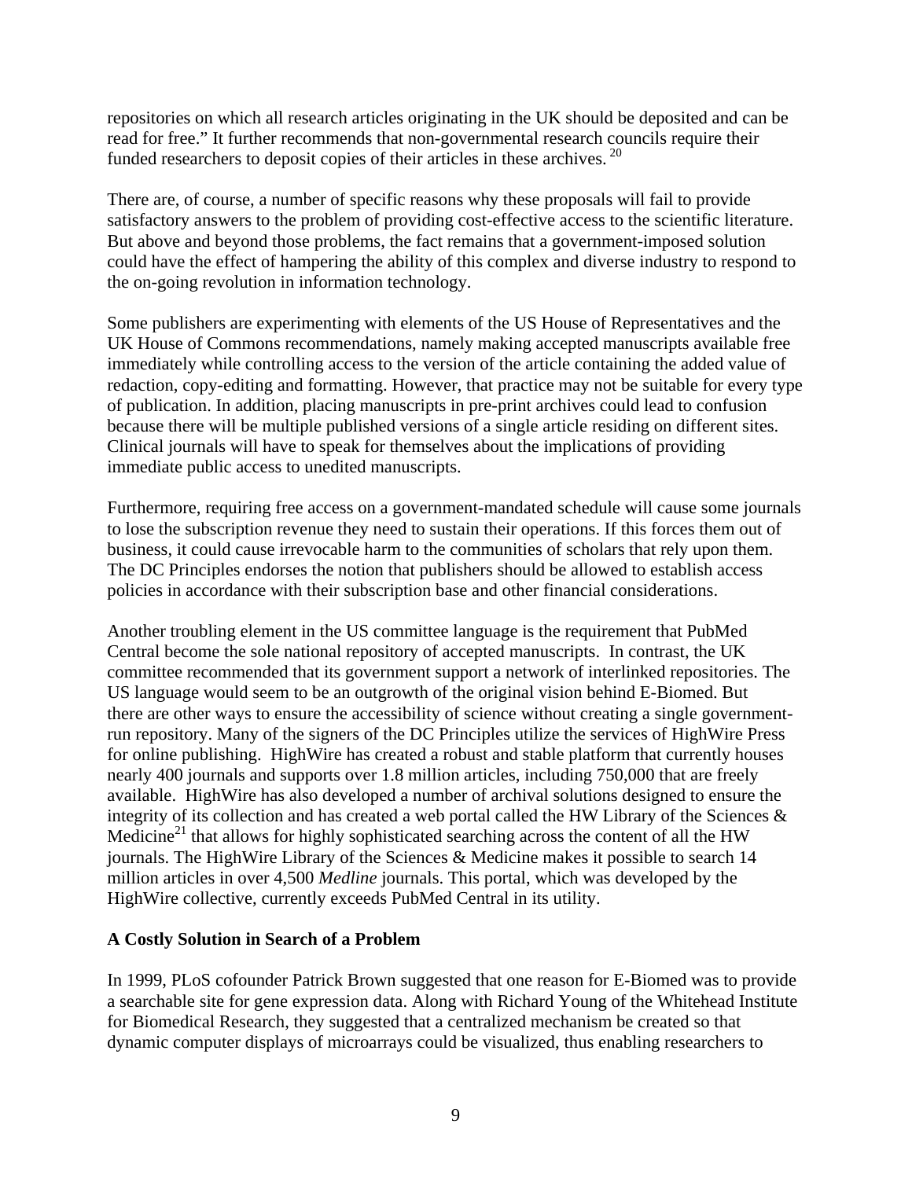repositories on which all research articles originating in the UK should be deposited and can be read for free." It further recommends that non-governmental research councils require their funded researchers to deposit copies of their articles in these archives.[20]

There are, of course, a number of specific reasons why these proposals will fail to provide satisfactory answers to the problem of providing cost-effective access to the scientific literature. But above and beyond those problems, the fact remains that a government-imposed solution could have the effect of hampering the ability of this complex and diverse industry to respond to the on-going revolution in information technology.

Some publishers are experimenting with elements of the US House of Representatives and the UK House of Commons recommendations, namely making accepted manuscripts available free immediately while controlling access to the version of the article containing the added value of redaction, copy-editing and formatting. However, that practice may not be suitable for every type of publication. In addition, placing manuscripts in pre-print archives could lead to confusion because there will be multiple published versions of a single article residing on different sites. Clinical journals will have to speak for themselves about the implications of providing immediate public access to unedited manuscripts.

Furthermore, requiring free access on a government-mandated schedule will cause some journals to lose the subscription revenue they need to sustain their operations. If this forces them out of business, it could cause irrevocable harm to the communities of scholars that rely upon them. The DC Principles endorses the notion that publishers should be allowed to establish access policies in accordance with their subscription base and other financial considerations.

Another troubling element in the US committee language is the requirement that PubMed Central become the sole national repository of accepted manuscripts. In contrast, the UK committee recommended that its government support a network of interlinked repositories. The US language would seem to be an outgrowth of the original vision behind E-Biomed. But there are other ways to ensure the accessibility of science without creating a single government-run repository. Many of the signers of the DC Principles utilize the services of HighWire Press for online publishing. HighWire has created a robust and stable platform that currently houses nearly 400 journals and supports over 1.8 million articles, including 750,000 that are freely available. HighWire has also developed a number of archival solutions designed to ensure the integrity of its collection and has created a web portal called the HW Library of the Sciences & Medicine[21] that allows for highly sophisticated searching across the content of all the HW journals. The HighWire Library of the Sciences & Medicine makes it possible to search 14 million articles in over 4,500 *Medline* journals. This portal, which was developed by the HighWire collective, currently exceeds PubMed Central in its utility.

**A Costly Solution in Search of a Problem**

In 1999, PLoS cofounder Patrick Brown suggested that one reason for E-Biomed was to provide a searchable site for gene expression data. Along with Richard Young of the Whitehead Institute for Biomedical Research, they suggested that a centralized mechanism be created so that dynamic computer displays of microarrays could be visualized, thus enabling researchers to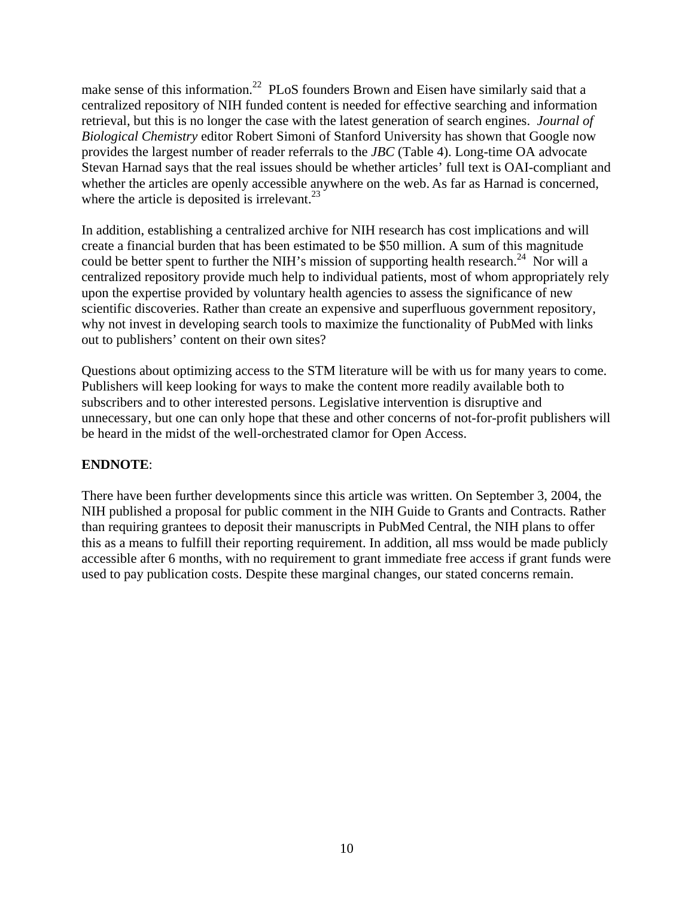make sense of this information.[22] PLoS founders Brown and Eisen have similarly said that a centralized repository of NIH funded content is needed for effective searching and information retrieval, but this is no longer the case with the latest generation of search engines. *Journal of Biological Chemistry* editor Robert Simoni of Stanford University has shown that Google now provides the largest number of reader referrals to the *JBC* (Table 4). Long-time OA advocate Stevan Harnad says that the real issues should be whether articles' full text is OAI-compliant and whether the articles are openly accessible anywhere on the web. As far as Harnad is concerned, where the article is deposited is irrelevant.[23]

In addition, establishing a centralized archive for NIH research has cost implications and will create a financial burden that has been estimated to be $50 million. A sum of this magnitude could be better spent to further the NIH's mission of supporting health research.[24] Nor will a centralized repository provide much help to individual patients, most of whom appropriately rely upon the expertise provided by voluntary health agencies to assess the significance of new scientific discoveries. Rather than create an expensive and superfluous government repository, why not invest in developing search tools to maximize the functionality of PubMed with links out to publishers' content on their own sites?

Questions about optimizing access to the STM literature will be with us for many years to come. Publishers will keep looking for ways to make the content more readily available both to subscribers and to other interested persons. Legislative intervention is disruptive and unnecessary, but one can only hope that these and other concerns of not-for-profit publishers will be heard in the midst of the well-orchestrated clamor for Open Access.

**ENDNOTE**:

There have been further developments since this article was written. On September 3, 2004, the NIH published a proposal for public comment in the NIH Guide to Grants and Contracts. Rather than requiring grantees to deposit their manuscripts in PubMed Central, the NIH plans to offer this as a means to fulfill their reporting requirement. In addition, all mss would be made publicly accessible after 6 months, with no requirement to grant immediate free access if grant funds were used to pay publication costs. Despite these marginal changes, our stated concerns remain.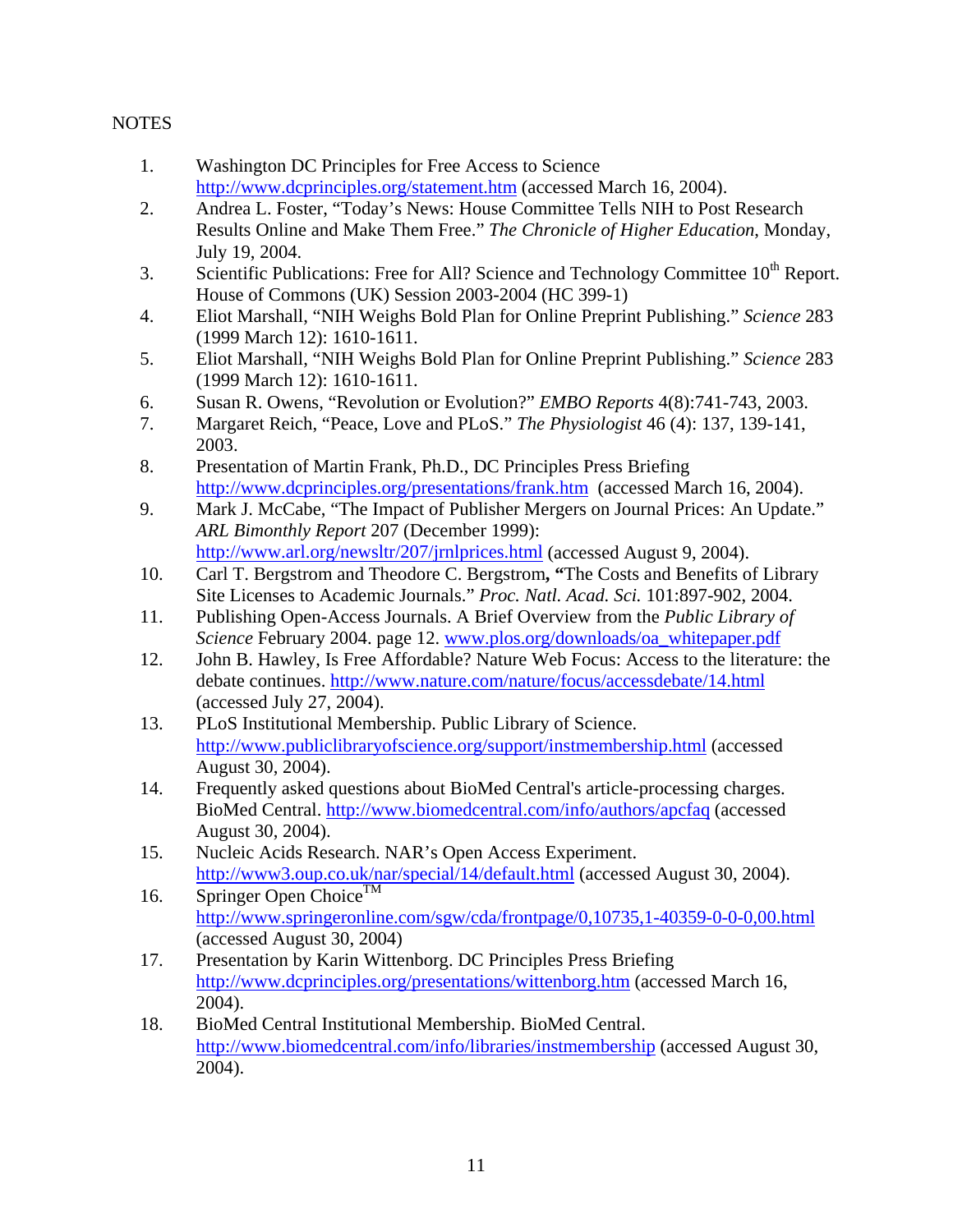NOTES

1. Washington DC Principles for Free Access to Science http://www.dcprinciples.org/statement.htm (accessed March 16, 2004).
2. Andrea L. Foster, "Today's News: House Committee Tells NIH to Post Research Results Online and Make Them Free." *The Chronicle of Higher Education*, Monday, July 19, 2004.
3. Scientific Publications: Free for All? Science and Technology Committee 10th Report. House of Commons (UK) Session 2003-2004 (HC 399-1)
4. Eliot Marshall, "NIH Weighs Bold Plan for Online Preprint Publishing." *Science* 283 (1999 March 12): 1610-1611.
5. Eliot Marshall, "NIH Weighs Bold Plan for Online Preprint Publishing." *Science* 283 (1999 March 12): 1610-1611.
6. Susan R. Owens, "Revolution or Evolution?" *EMBO Reports* 4(8):741-743, 2003.
7. Margaret Reich, "Peace, Love and PLoS." *The Physiologist* 46 (4): 137, 139-141, 2003.
8. Presentation of Martin Frank, Ph.D., DC Principles Press Briefing http://www.dcprinciples.org/presentations/frank.htm (accessed March 16, 2004).
9. Mark J. McCabe, "The Impact of Publisher Mergers on Journal Prices: An Update." *ARL Bimonthly Report* 207 (December 1999): http://www.arl.org/newsltr/207/jrnlprices.html (accessed August 9, 2004).
10. Carl T. Bergstrom and Theodore C. Bergstrom**, "**The Costs and Benefits of Library Site Licenses to Academic Journals." *Proc. Natl. Acad. Sci.* 101:897-902, 2004.
11. Publishing Open-Access Journals. A Brief Overview from the *Public Library of Science* February 2004. page 12. www.plos.org/downloads/oa_whitepaper.pdf
12. John B. Hawley, Is Free Affordable? Nature Web Focus: Access to the literature: the debate continues. http://www.nature.com/nature/focus/accessdebate/14.html (accessed July 27, 2004).
13. PLoS Institutional Membership. Public Library of Science. http://www.publiclibraryofscience.org/support/instmembership.html (accessed August 30, 2004).
14. Frequently asked questions about BioMed Central's article-processing charges. BioMed Central. http://www.biomedcentral.com/info/authors/apcfaq (accessed August 30, 2004).
15. Nucleic Acids Research. NAR's Open Access Experiment. http://www3.oup.co.uk/nar/special/14/default.html (accessed August 30, 2004).
16. Springer Open Choice™ http://www.springeronline.com/sgw/cda/frontpage/0,10735,1-40359-0-0-0,00.html (accessed August 30, 2004)
17. Presentation by Karin Wittenborg. DC Principles Press Briefing http://www.dcprinciples.org/presentations/wittenborg.htm (accessed March 16, 2004).
18. BioMed Central Institutional Membership. BioMed Central. http://www.biomedcentral.com/info/libraries/instmembership (accessed August 30, 2004).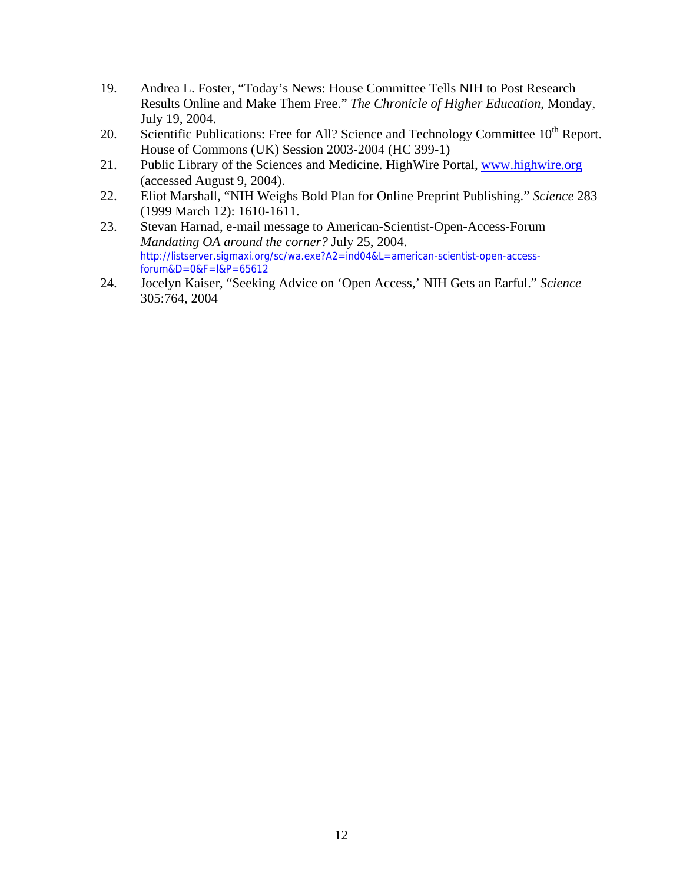19. Andrea L. Foster, "Today's News: House Committee Tells NIH to Post Research Results Online and Make Them Free." *The Chronicle of Higher Education*, Monday, July 19, 2004.
20. Scientific Publications: Free for All? Science and Technology Committee 10th Report. House of Commons (UK) Session 2003-2004 (HC 399-1)
21. Public Library of the Sciences and Medicine. HighWire Portal, www.highwire.org (accessed August 9, 2004).
22. Eliot Marshall, "NIH Weighs Bold Plan for Online Preprint Publishing." *Science* 283 (1999 March 12): 1610-1611.
23. Stevan Harnad, e-mail message to American-Scientist-Open-Access-Forum *Mandating OA around the corner?* July 25, 2004. http://listserver.sigmaxi.org/sc/wa.exe?A2=ind04&L=american-scientist-open-access-forum&D=0&F=l&P=65612
24. Jocelyn Kaiser, "Seeking Advice on 'Open Access,' NIH Gets an Earful." *Science* 305:764, 2004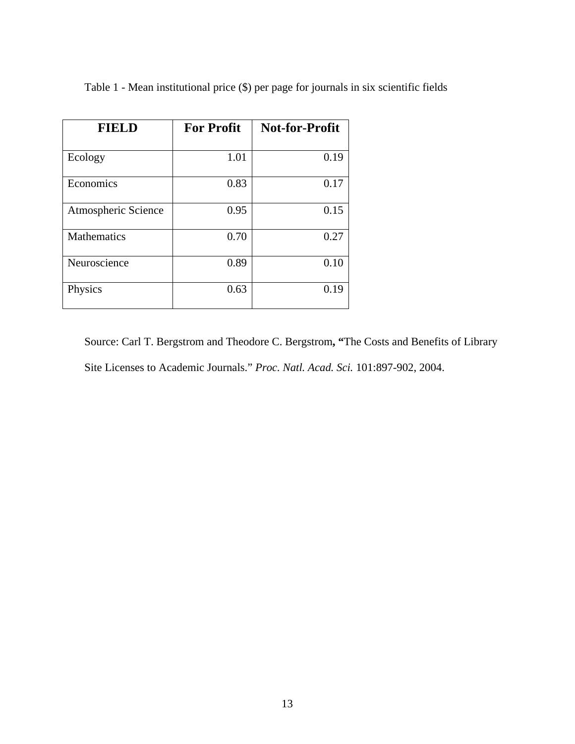Table 1 - Mean institutional price ($) per page for journals in six scientific fields

| FIELD | For Profit | Not-for-Profit |
|---|---|---|
| Ecology | 1.01 | 0.19 |
| Economics | 0.83 | 0.17 |
| Atmospheric Science | 0.95 | 0.15 |
| Mathematics | 0.70 | 0.27 |
| Neuroscience | 0.89 | 0.10 |
| Physics | 0.63 | 0.19 |

Source: Carl T. Bergstrom and Theodore C. Bergstrom**, "**The Costs and Benefits of Library Site Licenses to Academic Journals." *Proc. Natl. Acad. Sci.* 101:897-902, 2004.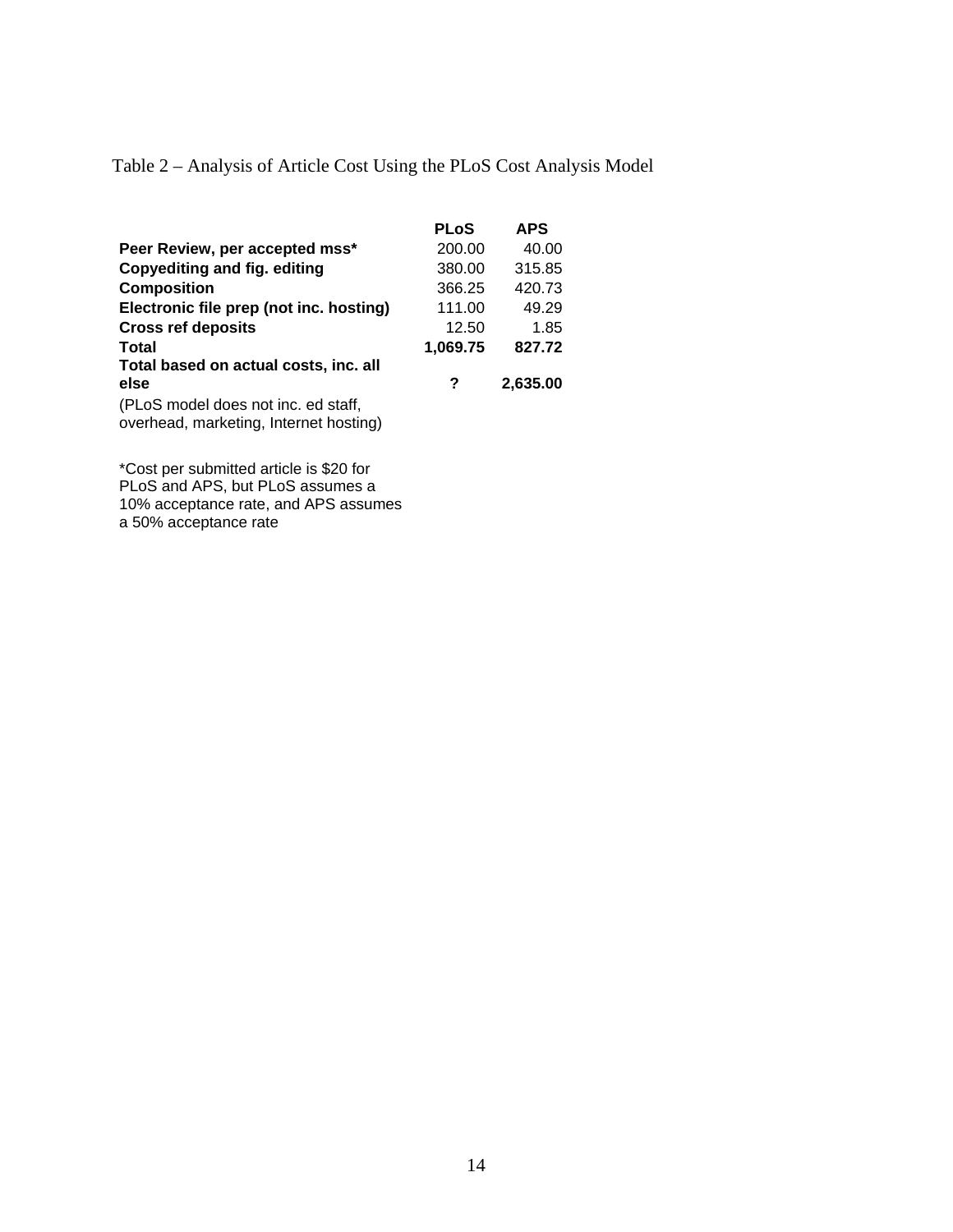Table 2 – Analysis of Article Cost Using the PLoS Cost Analysis Model

| | **PLoS** | **APS** |
|---|---|---|
| **Peer Review, per accepted mss*** | 200.00 | 40.00 |
| **Copyediting and fig. editing** | 380.00 | 315.85 |
| **Composition** | 366.25 | 420.73 |
| **Electronic file prep (not inc. hosting)** | 111.00 | 49.29 |
| **Cross ref deposits** | 12.50 | 1.85 |
| **Total** | **1,069.75** | **827.72** |
| **Total based on actual costs, inc. all else** | **?** | **2,635.00** |
| (PLoS model does not inc. ed staff, overhead, marketing, Internet hosting) | | |

*Cost per submitted article is $20 for PLoS and APS, but PLoS assumes a 10% acceptance rate, and APS assumes a 50% acceptance rate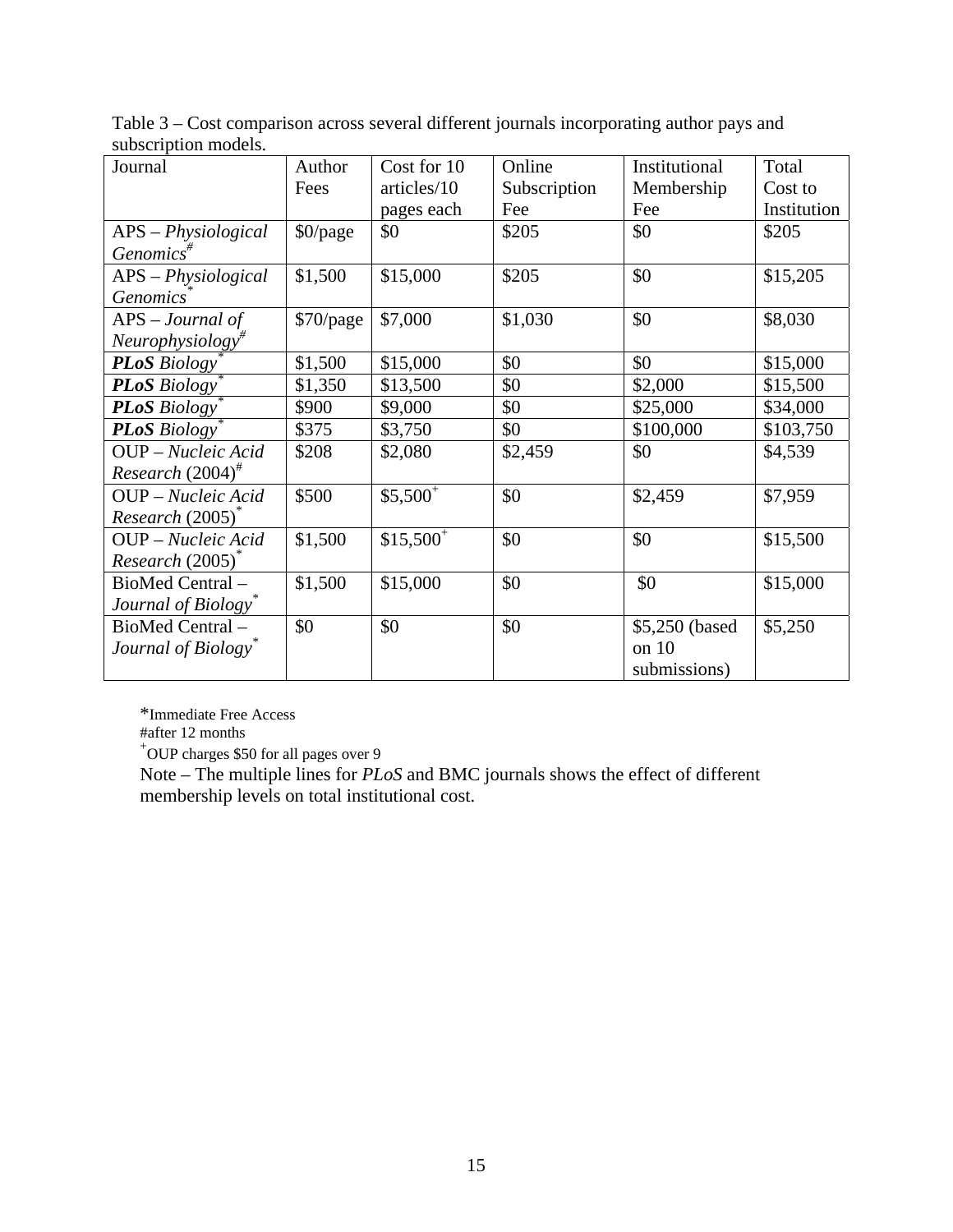Table 3 – Cost comparison across several different journals incorporating author pays and subscription models.

| Journal | Author Fees | Cost for 10 articles/10 pages each | Online Subscription Fee | Institutional Membership Fee | Total Cost to Institution |
|---|---|---|---|---|---|
| APS – *Physiological Genomics*# | $0/page | $0 | $205 | $0 | $205 |
| APS – *Physiological Genomics** | $1,500 | $15,000 | $205 | $0 | $15,205 |
| APS – *Journal of Neurophysiology*# | $70/page | $7,000 | $1,030 | $0 | $8,030 |
| ***PLoS** Biology** | $1,500 | $15,000 | $0 | $0 | $15,000 |
| ***PLoS** Biology** | $1,350 | $13,500 | $0 | $2,000 | $15,500 |
| ***PLoS** Biology** | $900 | $9,000 | $0 | $25,000 | $34,000 |
| ***PLoS** Biology** | $375 | $3,750 | $0 | $100,000 | $103,750 |
| OUP – *Nucleic Acid Research* (2004)# | $208 | $2,080 | $2,459 | $0 | $4,539 |
| OUP – *Nucleic Acid Research* (2005)* | $500 | $5,500+ | $0 | $2,459 | $7,959 |
| OUP – *Nucleic Acid Research* (2005)* | $1,500 | $15,500+ | $0 | $0 | $15,500 |
| BioMed Central – *Journal of Biology** | $1,500 | $15,000 | $0 | $0 | $15,000 |
| BioMed Central – *Journal of Biology** | $0 | $0 | $0 | $5,250 (based on 10 submissions) | $5,250 |

*Immediate Free Access

#after 12 months

+OUP charges $50 for all pages over 9

Note – The multiple lines for *PLoS* and BMC journals shows the effect of different membership levels on total institutional cost.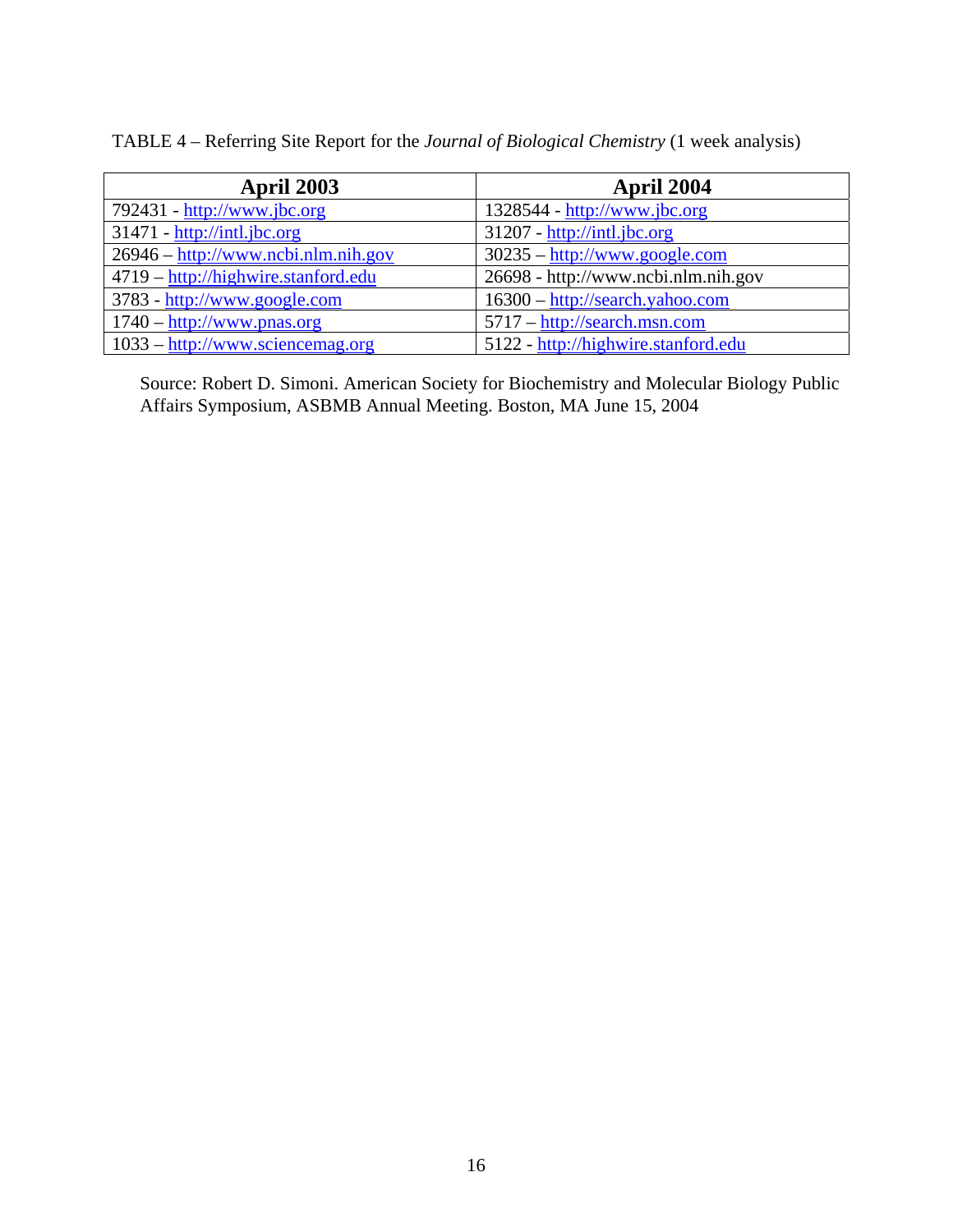TABLE 4 – Referring Site Report for the *Journal of Biological Chemistry* (1 week analysis)

| April 2003 | April 2004 |
| --- | --- |
| 792431 - http://www.jbc.org | 1328544 - http://www.jbc.org |
| 31471 - http://intl.jbc.org | 31207 - http://intl.jbc.org |
| 26946 – http://www.ncbi.nlm.nih.gov | 30235 – http://www.google.com |
| 4719 – http://highwire.stanford.edu | 26698 - http://www.ncbi.nlm.nih.gov |
| 3783 - http://www.google.com | 16300 – http://search.yahoo.com |
| 1740 – http://www.pnas.org | 5717 – http://search.msn.com |
| 1033 – http://www.sciencemag.org | 5122 - http://highwire.stanford.edu |

Source: Robert D. Simoni. American Society for Biochemistry and Molecular Biology Public Affairs Symposium, ASBMB Annual Meeting. Boston, MA June 15, 2004